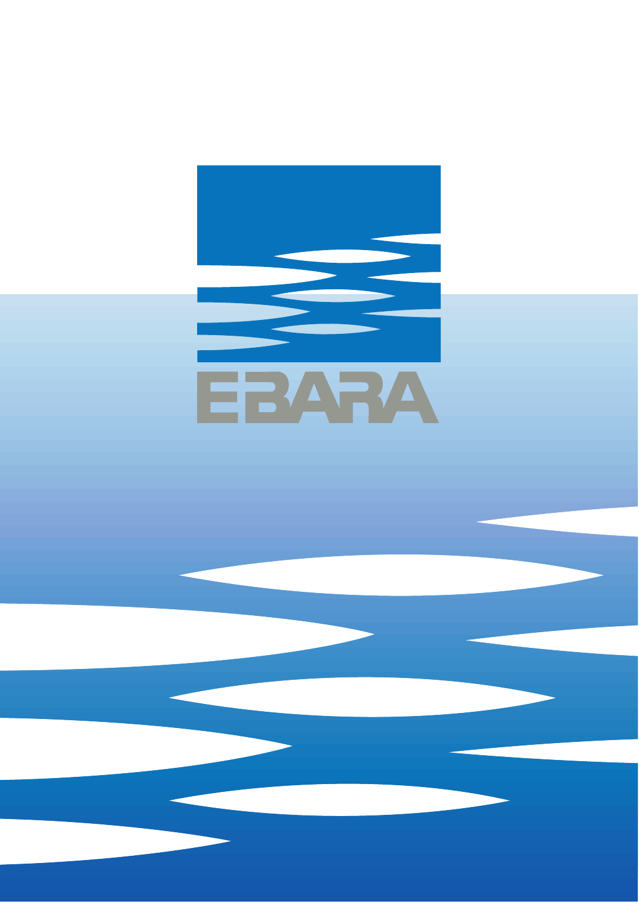EBARA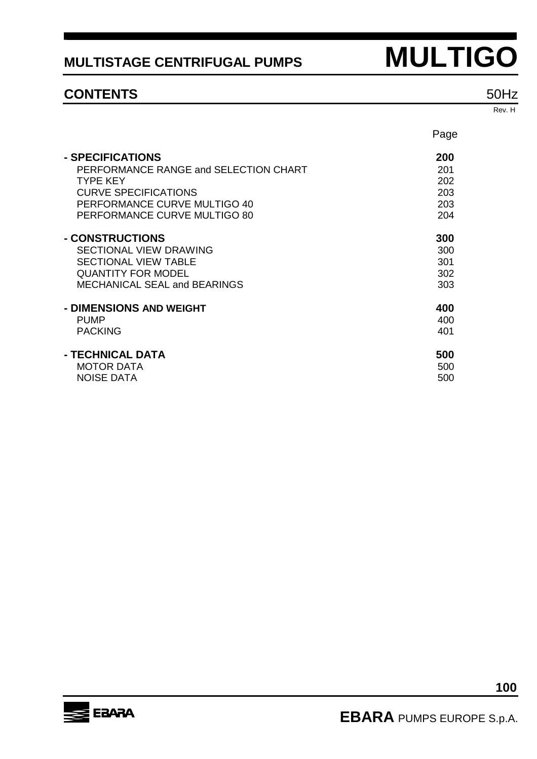# MULTISTAGE CENTRIFUGAL PUMPS MULTIGO

## CONTENTS

50Hz

Rev. H

| | Page |
|---|---|
| **- SPECIFICATIONS** | **200** |
| PERFORMANCE RANGE and SELECTION CHART | 201 |
| TYPE KEY | 202 |
| CURVE SPECIFICATIONS | 203 |
| PERFORMANCE CURVE MULTIGO 40 | 203 |
| PERFORMANCE CURVE MULTIGO 80 | 204 |
| **- CONSTRUCTIONS** | **300** |
| SECTIONAL VIEW DRAWING | 300 |
| SECTIONAL VIEW TABLE | 301 |
| QUANTITY FOR MODEL | 302 |
| MECHANICAL SEAL and BEARINGS | 303 |
| **- DIMENSIONS AND WEIGHT** | **400** |
| PUMP | 400 |
| PACKING | 401 |
| **- TECHNICAL DATA** | **500** |
| MOTOR DATA | 500 |
| NOISE DATA | 500 |

**EBARA** PUMPS EUROPE S.p.A.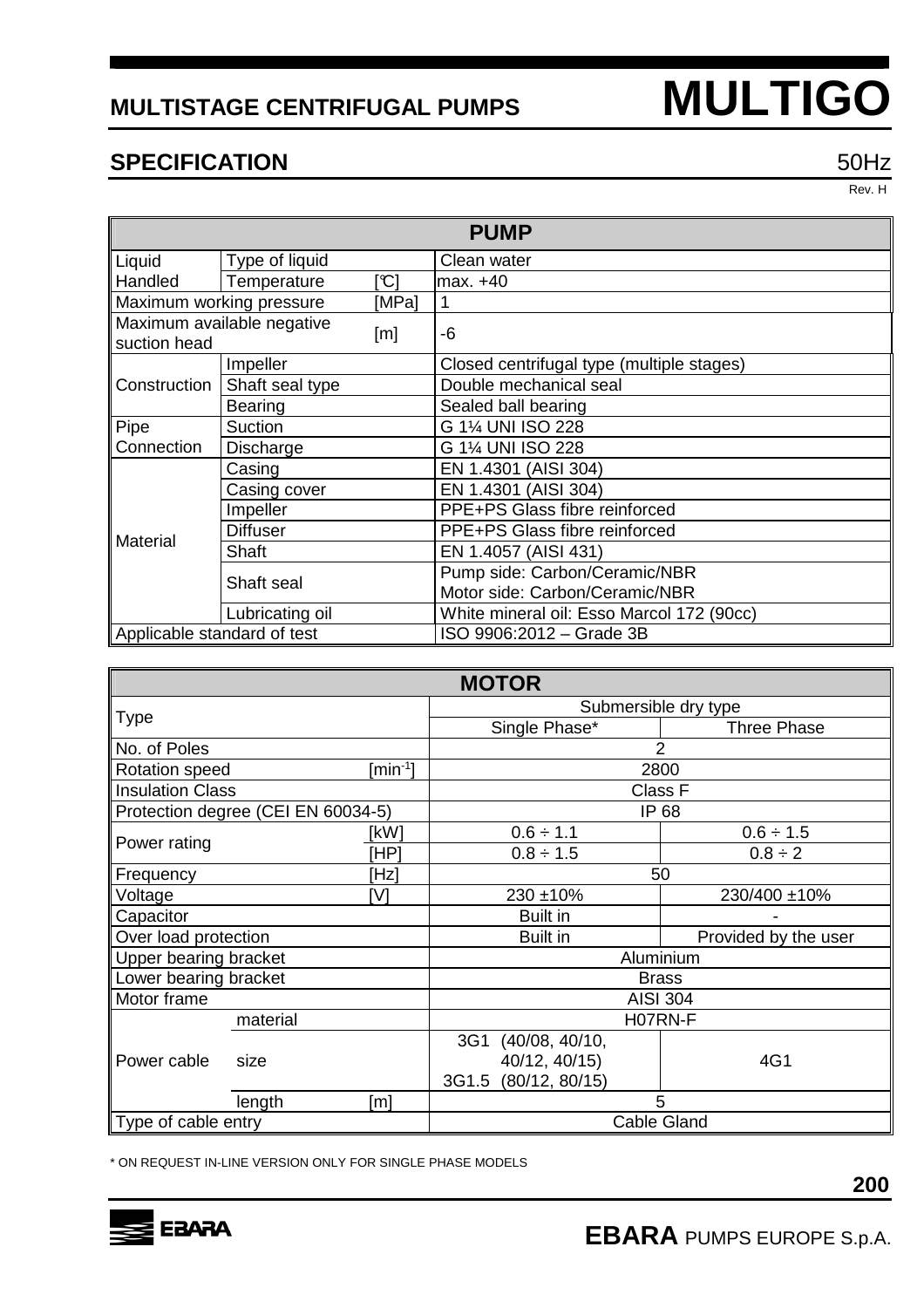# MULTISTAGE CENTRIFUGAL PUMPS — MULTIGO

## SPECIFICATION

50Hz

Rev. H

| PUMP | | | |
|---|---|---|---|
| Liquid Handled | Type of liquid | | Clean water |
| | Temperature | [℃] | max. +40 |
| Maximum working pressure | | [MPa] | 1 |
| Maximum available negative suction head | | [m] | -6 |
| Construction | Impeller | | Closed centrifugal type (multiple stages) |
| | Shaft seal type | | Double mechanical seal |
| | Bearing | | Sealed ball bearing |
| Pipe Connection | Suction | | G 1¼ UNI ISO 228 |
| | Discharge | | G 1¼ UNI ISO 228 |
| Material | Casing | | EN 1.4301 (AISI 304) |
| | Casing cover | | EN 1.4301 (AISI 304) |
| | Impeller | | PPE+PS Glass fibre reinforced |
| | Diffuser | | PPE+PS Glass fibre reinforced |
| | Shaft | | EN 1.4057 (AISI 431) |
| | Shaft seal | | Pump side: Carbon/Ceramic/NBR<br>Motor side: Carbon/Ceramic/NBR |
| | Lubricating oil | | White mineral oil: Esso Marcol 172 (90cc) |
| Applicable standard of test | | | ISO 9906:2012 – Grade 3B |

| MOTOR | | | | |
|---|---|---|---|---|
| Type | | | Submersible dry type | |
| | | | Single Phase* | Three Phase |
| No. of Poles | | | 2 | |
| Rotation speed | | [min$^{-1}$] | 2800 | |
| Insulation Class | | | Class F | |
| Protection degree (CEI EN 60034-5) | | | IP 68 | |
| Power rating | | [kW] | 0.6 ÷ 1.1 | 0.6 ÷ 1.5 |
| | | [HP] | 0.8 ÷ 1.5 | 0.8 ÷ 2 |
| Frequency | | [Hz] | 50 | |
| Voltage | | [V] | 230 ±10% | 230/400 ±10% |
| Capacitor | | | Built in | - |
| Over load protection | | | Built in | Provided by the user |
| Upper bearing bracket | | | Aluminium | |
| Lower bearing bracket | | | Brass | |
| Motor frame | | | AISI 304 | |
| Power cable | material | | H07RN-F | |
| | size | | 3G1 (40/08, 40/10, 40/12, 40/15)<br>3G1.5 (80/12, 80/15) | 4G1 |
| | length | [m] | 5 | |
| Type of cable entry | | | Cable Gland | |

\* ON REQUEST IN-LINE VERSION ONLY FOR SINGLE PHASE MODELS

EBARA PUMPS EUROPE S.p.A.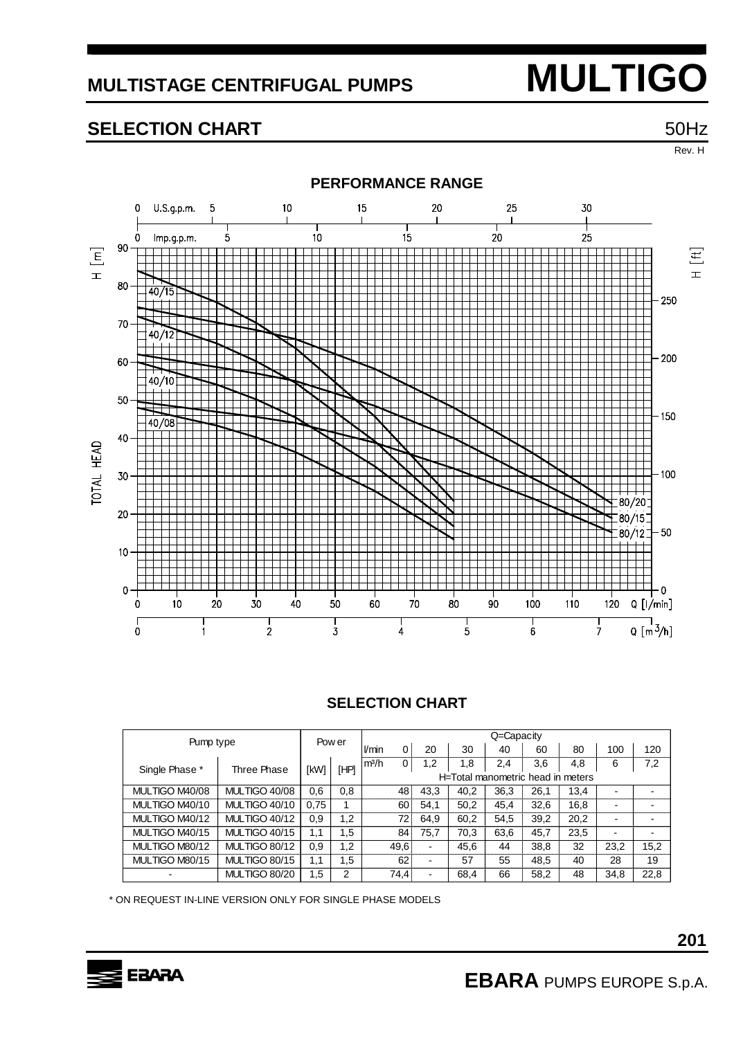# MULTISTAGE CENTRIFUGAL PUMPS — MULTIGO

## SELECTION CHART

50Hz

Rev. H

### PERFORMANCE RANGE

### SELECTION CHART

| Pump type | | Power | | Q=Capacity | | | | | | | | |
|---|---|---|---|---|---|---|---|---|---|---|---|---|
| | | | | l/min | 0 | 20 | 30 | 40 | 60 | 80 | 100 | 120 |
| Single Phase * | Three Phase | [kW] | [HP] | m³/h | 0 | 1,2 | 1,8 | 2,4 | 3,6 | 4,8 | 6 | 7,2 |
| | | | | H=Total manometric head in meters | | | | | | | | |
| MULTIGO M40/08 | MULTIGO 40/08 | 0,6 | 0,8 | | 48 | 43,3 | 40,2 | 36,3 | 26,1 | 13,4 | - | - |
| MULTIGO M40/10 | MULTIGO 40/10 | 0,75 | 1 | | 60 | 54,1 | 50,2 | 45,4 | 32,6 | 16,8 | - | - |
| MULTIGO M40/12 | MULTIGO 40/12 | 0,9 | 1,2 | | 72 | 64,9 | 60,2 | 54,5 | 39,2 | 20,2 | - | - |
| MULTIGO M40/15 | MULTIGO 40/15 | 1,1 | 1,5 | | 84 | 75,7 | 70,3 | 63,6 | 45,7 | 23,5 | - | - |
| MULTIGO M80/12 | MULTIGO 80/12 | 0,9 | 1,2 | | 49,6 | - | 45,6 | 44 | 38,8 | 32 | 23,2 | 15,2 |
| MULTIGO M80/15 | MULTIGO 80/15 | 1,1 | 1,5 | | 62 | - | 57 | 55 | 48,5 | 40 | 28 | 19 |
| - | MULTIGO 80/20 | 1,5 | 2 | | 74,4 | - | 68,4 | 66 | 58,2 | 48 | 34,8 | 22,8 |

\* ON REQUEST IN-LINE VERSION ONLY FOR SINGLE PHASE MODELS

EBARA PUMPS EUROPE S.p.A.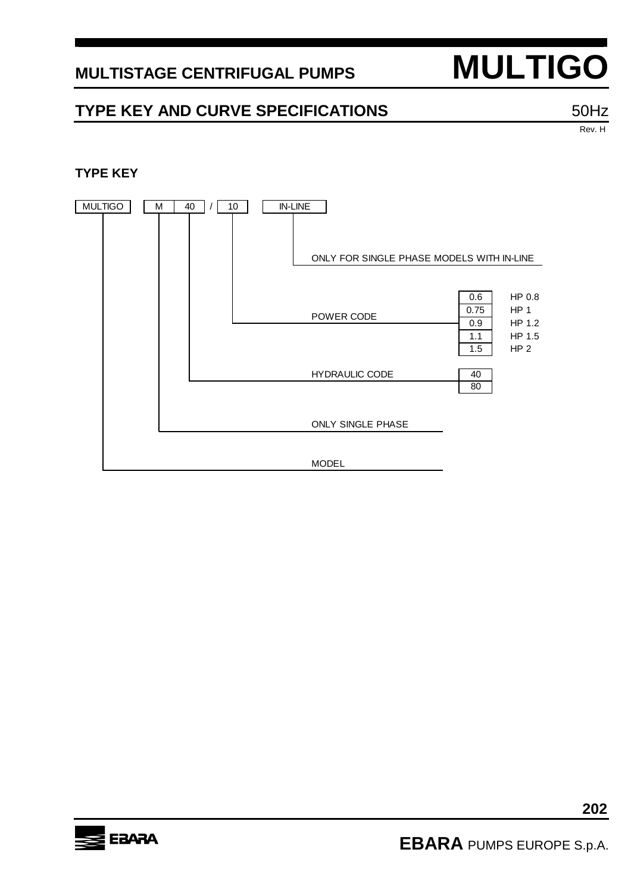# MULTISTAGE CENTRIFUGAL PUMPS — MULTIGO

## TYPE KEY AND CURVE SPECIFICATIONS

50Hz

Rev. H

### TYPE KEY

| MULTIGO | M | 40 | / | 10 | IN-LINE |
|---|---|---|---|---|---|

- **IN-LINE**: ONLY FOR SINGLE PHASE MODELS WITH IN-LINE
- **10**: POWER CODE

| Power code | HP |
|---|---|
| 0.6 | HP 0.8 |
| 0.75 | HP 1 |
| 0.9 | HP 1.2 |
| 1.1 | HP 1.5 |
| 1.5 | HP 2 |

- **40**: HYDRAULIC CODE

| Hydraulic code |
|---|
| 40 |
| 80 |

- **M**: ONLY SINGLE PHASE
- **MULTIGO**: MODEL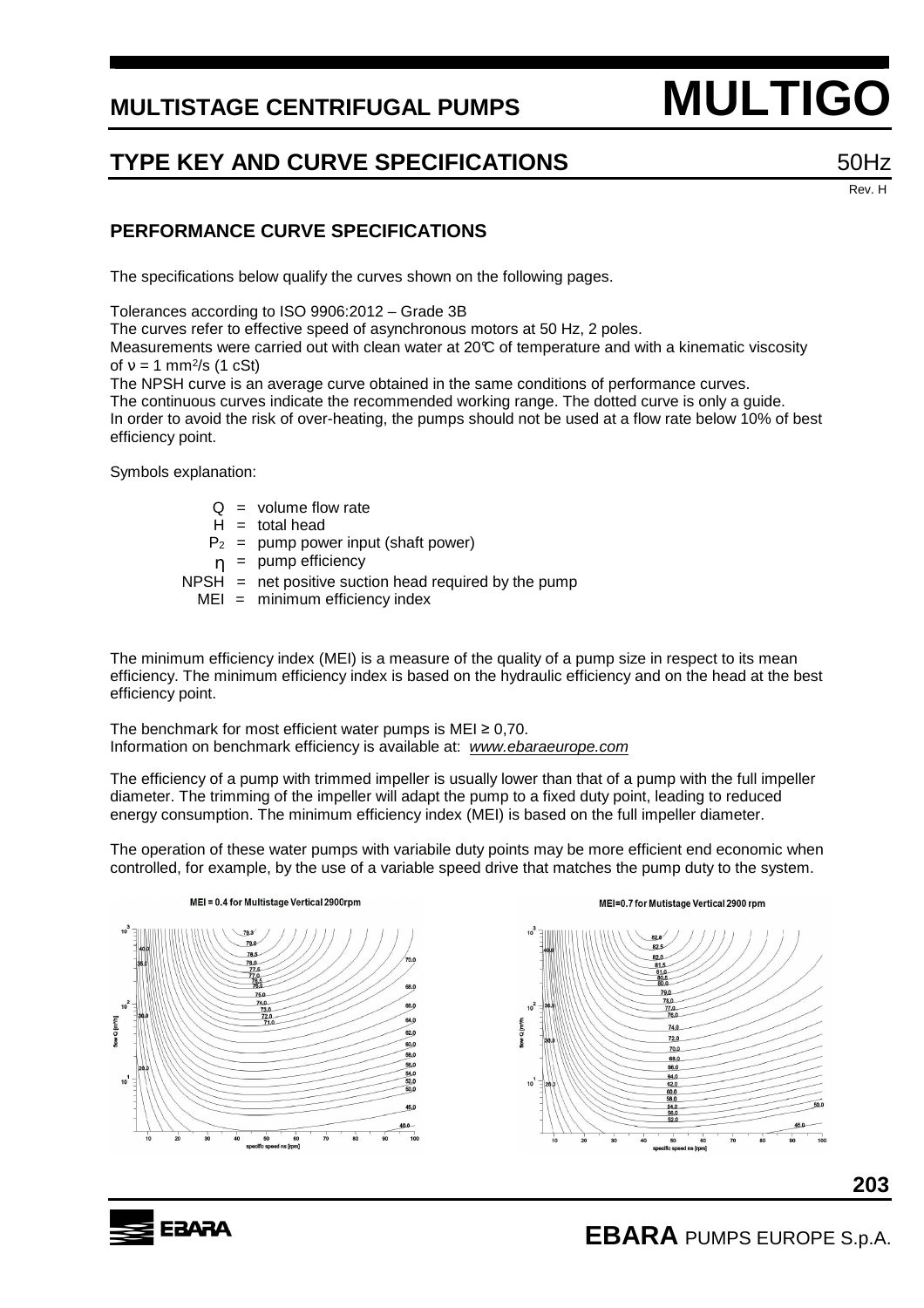# MULTISTAGE CENTRIFUGAL PUMPS **MULTIGO**

## TYPE KEY AND CURVE SPECIFICATIONS

50Hz

Rev. H

### PERFORMANCE CURVE SPECIFICATIONS

The specifications below qualify the curves shown on the following pages.

Tolerances according to ISO 9906:2012 – Grade 3B
The curves refer to effective speed of asynchronous motors at 50 Hz, 2 poles.
Measurements were carried out with clean water at 20℃ of temperature and with a kinematic viscosity of $\nu = 1$ mm²/s (1 cSt)
The NPSH curve is an average curve obtained in the same conditions of performance curves.
The continuous curves indicate the recommended working range. The dotted curve is only a guide.
In order to avoid the risk of over-heating, the pumps should not be used at a flow rate below 10% of best efficiency point.

Symbols explanation:

- Q = volume flow rate
- H = total head
- $P_2$ = pump power input (shaft power)
- $\eta$ = pump efficiency
- NPSH = net positive suction head required by the pump
- MEI = minimum efficiency index

The minimum efficiency index (MEI) is a measure of the quality of a pump size in respect to its mean efficiency. The minimum efficiency index is based on the hydraulic efficiency and on the head at the best efficiency point.

The benchmark for most efficient water pumps is MEI ≥ 0,70.
Information on benchmark efficiency is available at: *www.ebaraeurope.com*

The efficiency of a pump with trimmed impeller is usually lower than that of a pump with the full impeller diameter. The trimming of the impeller will adapt the pump to a fixed duty point, leading to reduced energy consumption. The minimum efficiency index (MEI) is based on the full impeller diameter.

The operation of these water pumps with variabile duty points may be more efficient end economic when controlled, for example, by the use of a variable speed drive that matches the pump duty to the system.

MEI = 0.4 for Multistage Vertical 2900rpm

MEI=0.7 for Mutistage Vertical 2900 rpm

**EBARA** PUMPS EUROPE S.p.A.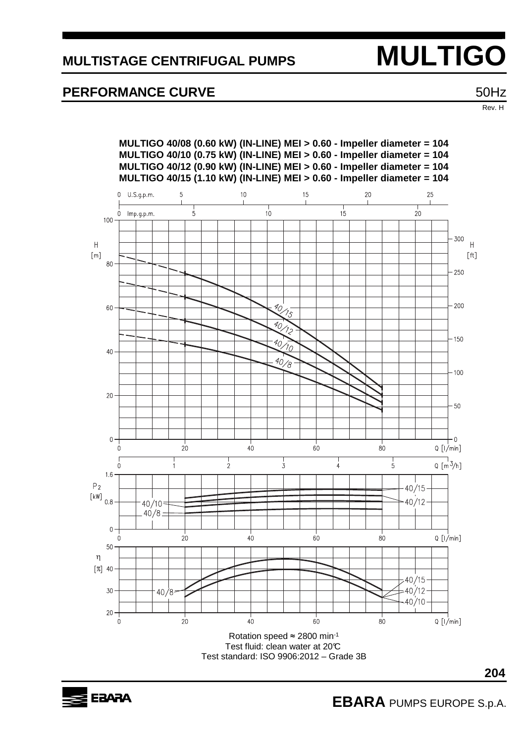# MULTISTAGE CENTRIFUGAL PUMPS MULTIGO

## PERFORMANCE CURVE

50Hz

Rev. H

**MULTIGO 40/08 (0.60 kW) (IN-LINE) MEI > 0.60 - Impeller diameter = 104**
**MULTIGO 40/10 (0.75 kW) (IN-LINE) MEI > 0.60 - Impeller diameter = 104**
**MULTIGO 40/12 (0.90 kW) (IN-LINE) MEI > 0.60 - Impeller diameter = 104**
**MULTIGO 40/15 (1.10 kW) (IN-LINE) MEI > 0.60 - Impeller diameter = 104**

Rotation speed ≈ 2800 min$^{-1}$
Test fluid: clean water at 20°C
Test standard: ISO 9906:2012 – Grade 3B

**EBARA** PUMPS EUROPE S.p.A.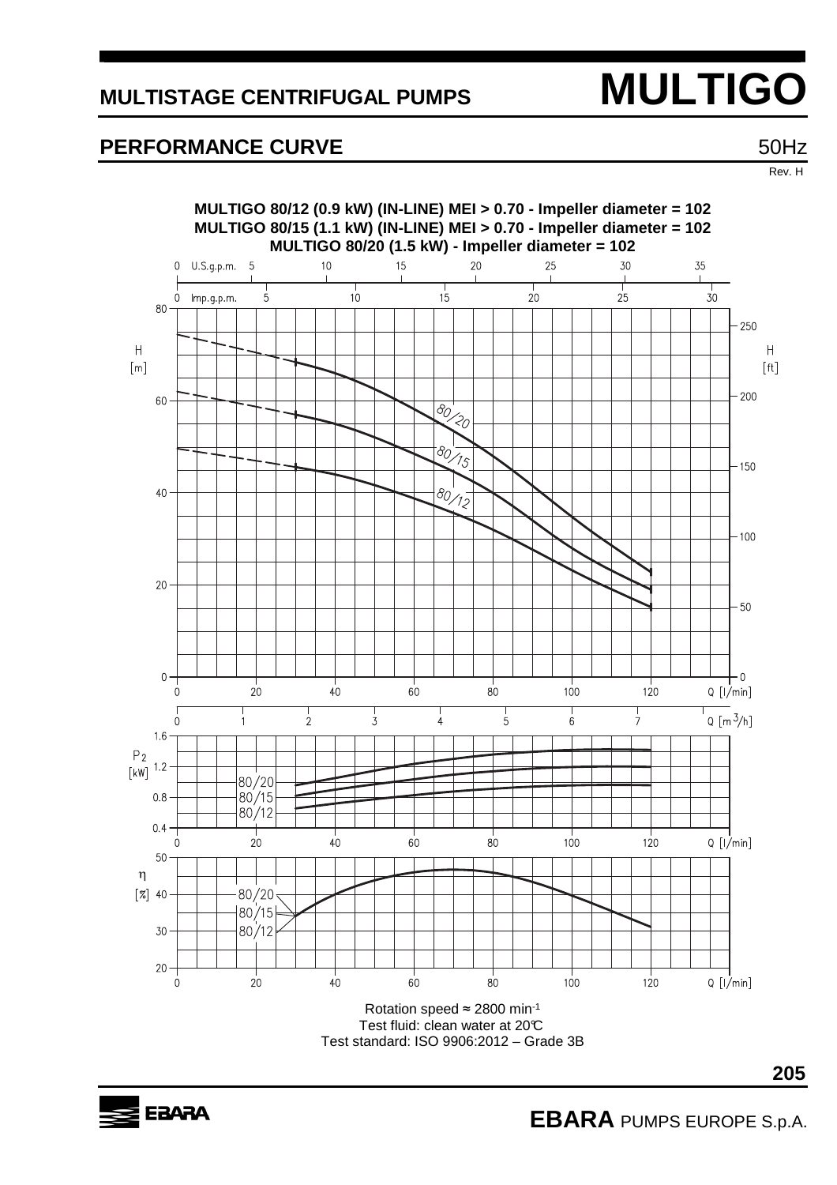# MULTISTAGE CENTRIFUGAL PUMPS MULTIGO

## PERFORMANCE CURVE

50Hz

Rev. H

**MULTIGO 80/12 (0.9 kW) (IN-LINE) MEI > 0.70 - Impeller diameter = 102**
**MULTIGO 80/15 (1.1 kW) (IN-LINE) MEI > 0.70 - Impeller diameter = 102**
**MULTIGO 80/20 (1.5 kW) - Impeller diameter = 102**

Rotation speed ≈ 2800 min$^{-1}$
Test fluid: clean water at 20°C
Test standard: ISO 9906:2012 – Grade 3B

**EBARA** PUMPS EUROPE S.p.A.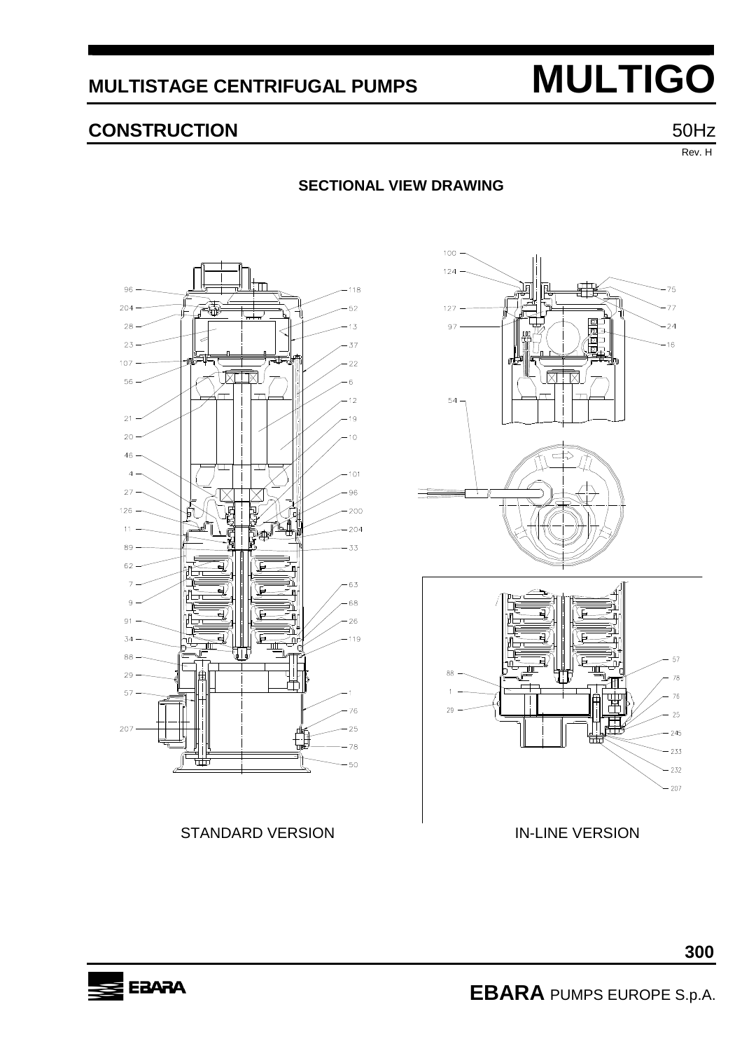# MULTISTAGE CENTRIFUGAL PUMPS MULTIGO

## CONSTRUCTION 50Hz

Rev. H

### SECTIONAL VIEW DRAWING

STANDARD VERSION

IN-LINE VERSION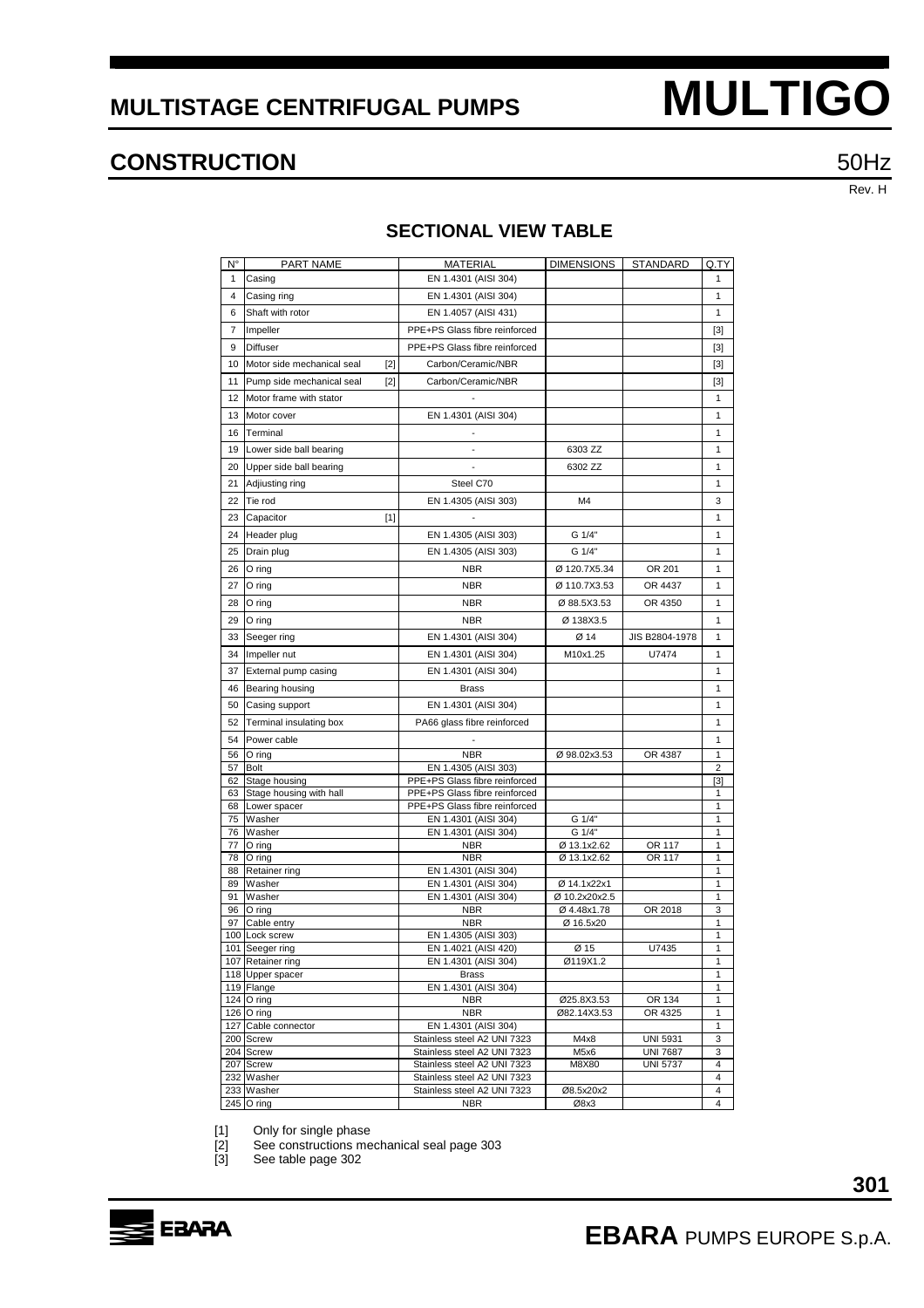# MULTISTAGE CENTRIFUGAL PUMPS MULTIGO

## CONSTRUCTION

50Hz

Rev. H

### SECTIONAL VIEW TABLE

| N° | PART NAME | MATERIAL | DIMENSIONS | STANDARD | Q.TY |
|---|---|---|---|---|---|
| 1 | Casing | EN 1.4301 (AISI 304) | | | 1 |
| 4 | Casing ring | EN 1.4301 (AISI 304) | | | 1 |
| 6 | Shaft with rotor | EN 1.4057 (AISI 431) | | | 1 |
| 7 | Impeller | PPE+PS Glass fibre reinforced | | | [3] |
| 9 | Diffuser | PPE+PS Glass fibre reinforced | | | [3] |
| 10 | Motor side mechanical seal [2] | Carbon/Ceramic/NBR | | | [3] |
| 11 | Pump side mechanical seal [2] | Carbon/Ceramic/NBR | | | [3] |
| 12 | Motor frame with stator | - | | | 1 |
| 13 | Motor cover | EN 1.4301 (AISI 304) | | | 1 |
| 16 | Terminal | - | | | 1 |
| 19 | Lower side ball bearing | - | 6303 ZZ | | 1 |
| 20 | Upper side ball bearing | - | 6302 ZZ | | 1 |
| 21 | Adjiusting ring | Steel C70 | | | 1 |
| 22 | Tie rod | EN 1.4305 (AISI 303) | M4 | | 3 |
| 23 | Capacitor [1] | - | | | 1 |
| 24 | Header plug | EN 1.4305 (AISI 303) | G 1/4" | | 1 |
| 25 | Drain plug | EN 1.4305 (AISI 303) | G 1/4" | | 1 |
| 26 | O ring | NBR | Ø 120.7X5.34 | OR 201 | 1 |
| 27 | O ring | NBR | Ø 110.7X3.53 | OR 4437 | 1 |
| 28 | O ring | NBR | Ø 88.5X3.53 | OR 4350 | 1 |
| 29 | O ring | NBR | Ø 138X3.5 | | 1 |
| 33 | Seeger ring | EN 1.4301 (AISI 304) | Ø 14 | JIS B2804-1978 | 1 |
| 34 | Impeller nut | EN 1.4301 (AISI 304) | M10x1.25 | U7474 | 1 |
| 37 | External pump casing | EN 1.4301 (AISI 304) | | | 1 |
| 46 | Bearing housing | Brass | | | 1 |
| 50 | Casing support | EN 1.4301 (AISI 304) | | | 1 |
| 52 | Terminal insulating box | PA66 glass fibre reinforced | | | 1 |
| 54 | Power cable | - | | | 1 |
| 56 | O ring | NBR | Ø 98.02x3.53 | OR 4387 | 1 |
| 57 | Bolt | EN 1.4305 (AISI 303) | | | 2 |
| 62 | Stage housing | PPE+PS Glass fibre reinforced | | | [3] |
| 63 | Stage housing with hall | PPE+PS Glass fibre reinforced | | | 1 |
| 68 | Lower spacer | PPE+PS Glass fibre reinforced | | | 1 |
| 75 | Washer | EN 1.4301 (AISI 304) | G 1/4" | | 1 |
| 76 | Washer | EN 1.4301 (AISI 304) | G 1/4" | | 1 |
| 77 | O ring | NBR | Ø 13.1x2.62 | OR 117 | 1 |
| 78 | O ring | NBR | Ø 13.1x2.62 | OR 117 | 1 |
| 88 | Retainer ring | EN 1.4301 (AISI 304) | | | 1 |
| 89 | Washer | EN 1.4301 (AISI 304) | Ø 14.1x22x1 | | 1 |
| 91 | Washer | EN 1.4301 (AISI 304) | Ø 10.2x20x2.5 | | 1 |
| 96 | O ring | NBR | Ø 4.48x1.78 | OR 2018 | 3 |
| 97 | Cable entry | NBR | Ø 16.5x20 | | 1 |
| 100 | Lock screw | EN 1.4305 (AISI 303) | | | 1 |
| 101 | Seeger ring | EN 1.4021 (AISI 420) | Ø 15 | U7435 | 1 |
| 107 | Retainer ring | EN 1.4301 (AISI 304) | Ø119X1.2 | | 1 |
| 118 | Upper spacer | Brass | | | 1 |
| 119 | Flange | EN 1.4301 (AISI 304) | | | 1 |
| 124 | O ring | NBR | Ø25.8X3.53 | OR 134 | 1 |
| 126 | O ring | NBR | Ø82.14X3.53 | OR 4325 | 1 |
| 127 | Cable connector | EN 1.4301 (AISI 304) | | | 1 |
| 200 | Screw | Stainless steel A2 UNI 7323 | M4x8 | UNI 5931 | 3 |
| 204 | Screw | Stainless steel A2 UNI 7323 | M5x6 | UNI 7687 | 3 |
| 207 | Screw | Stainless steel A2 UNI 7323 | M8X80 | UNI 5737 | 4 |
| 232 | Washer | Stainless steel A2 UNI 7323 | | | 4 |
| 233 | Washer | Stainless steel A2 UNI 7323 | Ø8.5x20x2 | | 4 |
| 245 | O ring | NBR | Ø8x3 | | 4 |

[1] Only for single phase
[2] See constructions mechanical seal page 303
[3] See table page 302

**EBARA** PUMPS EUROPE S.p.A.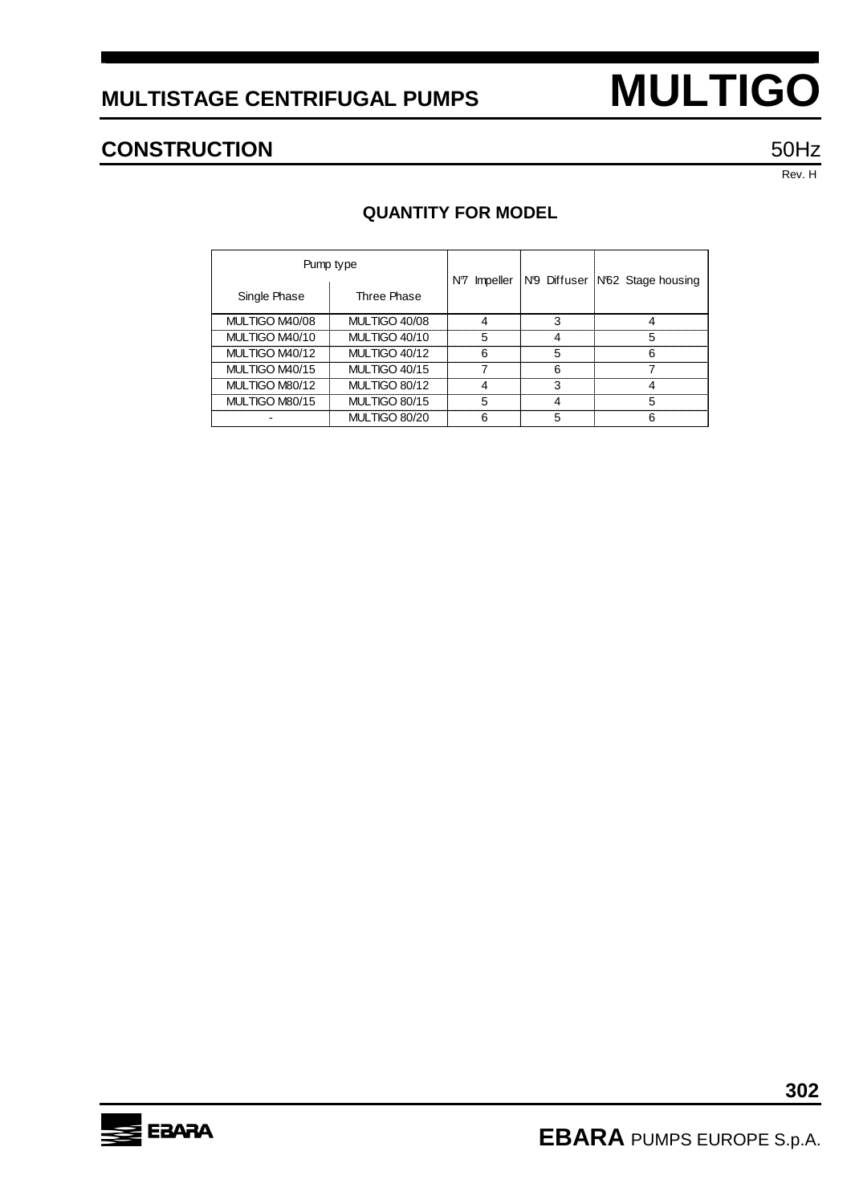# MULTISTAGE CENTRIFUGAL PUMPS MULTIGO

## CONSTRUCTION

50Hz

Rev. H

### QUANTITY FOR MODEL

| Pump type | | N°7 Impeller | N°9 Diffuser | N°62 Stage housing |
|---|---|---|---|---|
| Single Phase | Three Phase | | | |
| MULTIGO M40/08 | MULTIGO 40/08 | 4 | 3 | 4 |
| MULTIGO M40/10 | MULTIGO 40/10 | 5 | 4 | 5 |
| MULTIGO M40/12 | MULTIGO 40/12 | 6 | 5 | 6 |
| MULTIGO M40/15 | MULTIGO 40/15 | 7 | 6 | 7 |
| MULTIGO M80/12 | MULTIGO 80/12 | 4 | 3 | 4 |
| MULTIGO M80/15 | MULTIGO 80/15 | 5 | 4 | 5 |
| - | MULTIGO 80/20 | 6 | 5 | 6 |

**EBARA** PUMPS EUROPE S.p.A.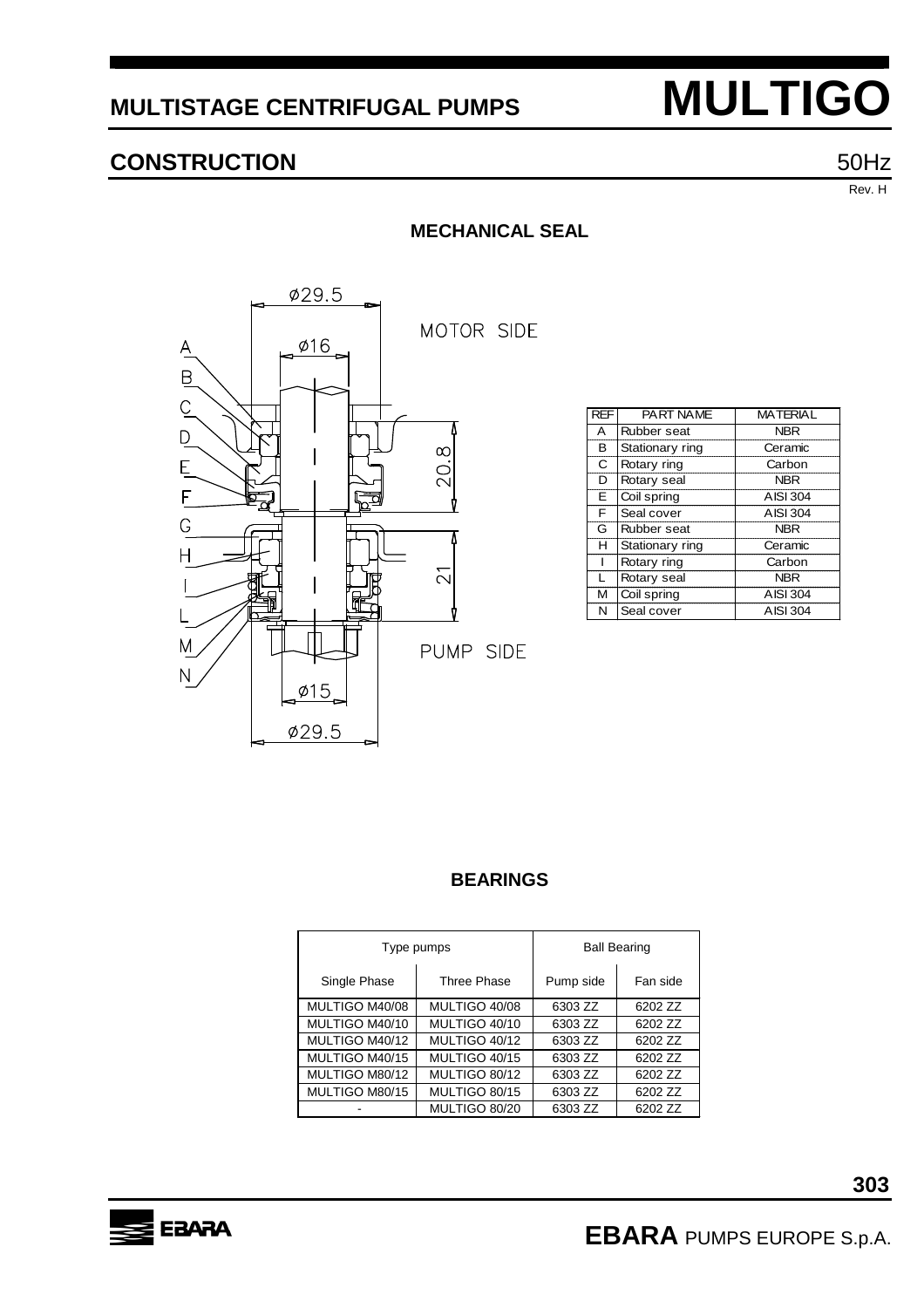# MULTISTAGE CENTRIFUGAL PUMPS MULTIGO

## CONSTRUCTION

50Hz

Rev. H

### MECHANICAL SEAL

| REF | PART NAME | MATERIAL |
|---|---|---|
| A | Rubber seat | NBR |
| B | Stationary ring | Ceramic |
| C | Rotary ring | Carbon |
| D | Rotary seal | NBR |
| E | Coil spring | AISI 304 |
| F | Seal cover | AISI 304 |
| G | Rubber seat | NBR |
| H | Stationary ring | Ceramic |
| I | Rotary ring | Carbon |
| L | Rotary seal | NBR |
| M | Coil spring | AISI 304 |
| N | Seal cover | AISI 304 |

### BEARINGS

| Type pumps | | Ball Bearing | |
|---|---|---|---|
| Single Phase | Three Phase | Pump side | Fan side |
| MULTIGO M40/08 | MULTIGO 40/08 | 6303 ZZ | 6202 ZZ |
| MULTIGO M40/10 | MULTIGO 40/10 | 6303 ZZ | 6202 ZZ |
| MULTIGO M40/12 | MULTIGO 40/12 | 6303 ZZ | 6202 ZZ |
| MULTIGO M40/15 | MULTIGO 40/15 | 6303 ZZ | 6202 ZZ |
| MULTIGO M80/12 | MULTIGO 80/12 | 6303 ZZ | 6202 ZZ |
| MULTIGO M80/15 | MULTIGO 80/15 | 6303 ZZ | 6202 ZZ |
| - | MULTIGO 80/20 | 6303 ZZ | 6202 ZZ |

**EBARA** PUMPS EUROPE S.p.A.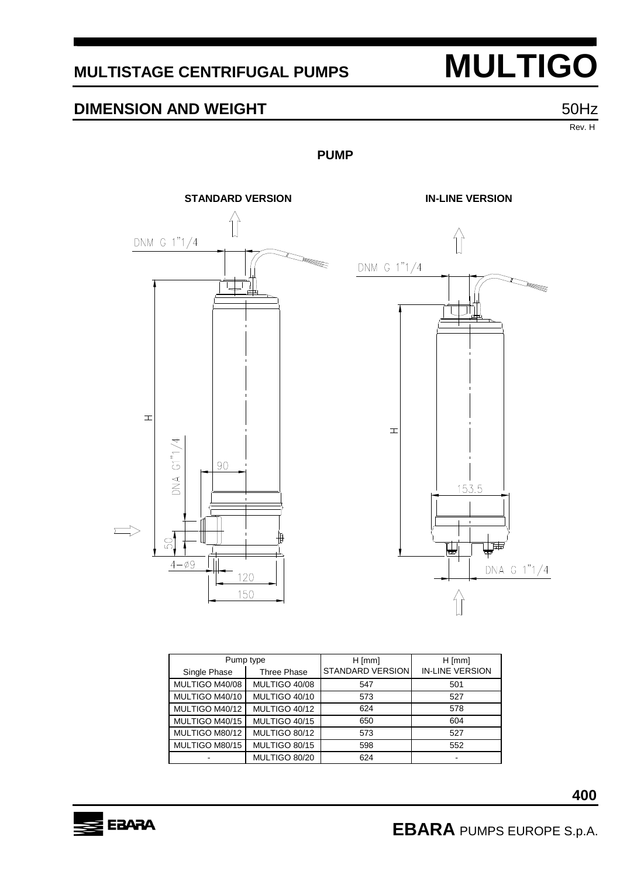# MULTISTAGE CENTRIFUGAL PUMPS MULTIGO

## DIMENSION AND WEIGHT

50Hz

Rev. H

**PUMP**

**STANDARD VERSION**

**IN-LINE VERSION**

DNM G 1"1/4

DNA G1"1/4

H

90

50

4−ø9

120

150

DNM G 1"1/4

H

153.5

DNA G 1"1/4

| Pump type | | H [mm] | H [mm] |
|---|---|---|---|
| Single Phase | Three Phase | STANDARD VERSION | IN-LINE VERSION |
| MULTIGO M40/08 | MULTIGO 40/08 | 547 | 501 |
| MULTIGO M40/10 | MULTIGO 40/10 | 573 | 527 |
| MULTIGO M40/12 | MULTIGO 40/12 | 624 | 578 |
| MULTIGO M40/15 | MULTIGO 40/15 | 650 | 604 |
| MULTIGO M80/12 | MULTIGO 80/12 | 573 | 527 |
| MULTIGO M80/15 | MULTIGO 80/15 | 598 | 552 |
| - | MULTIGO 80/20 | 624 | - |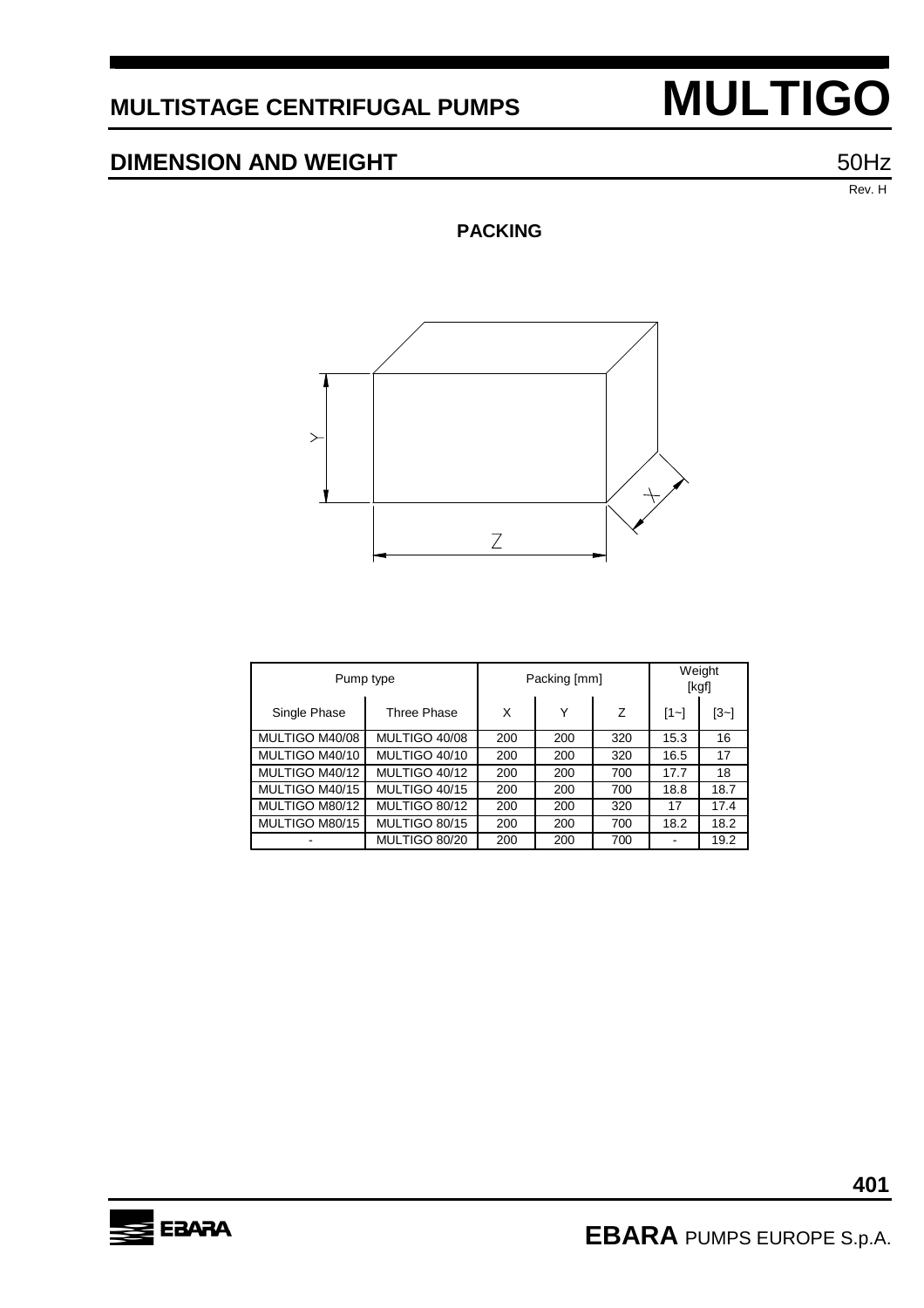# MULTISTAGE CENTRIFUGAL PUMPS MULTIGO

## DIMENSION AND WEIGHT

50Hz

Rev. H

### PACKING

| Pump type | | Packing [mm] | | | Weight [kgf] | |
|---|---|---|---|---|---|---|
| Single Phase | Three Phase | X | Y | Z | [1~] | [3~] |
| MULTIGO M40/08 | MULTIGO 40/08 | 200 | 200 | 320 | 15.3 | 16 |
| MULTIGO M40/10 | MULTIGO 40/10 | 200 | 200 | 320 | 16.5 | 17 |
| MULTIGO M40/12 | MULTIGO 40/12 | 200 | 200 | 700 | 17.7 | 18 |
| MULTIGO M40/15 | MULTIGO 40/15 | 200 | 200 | 700 | 18.8 | 18.7 |
| MULTIGO M80/12 | MULTIGO 80/12 | 200 | 200 | 320 | 17 | 17.4 |
| MULTIGO M80/15 | MULTIGO 80/15 | 200 | 200 | 700 | 18.2 | 18.2 |
| - | MULTIGO 80/20 | 200 | 200 | 700 | - | 19.2 |

**EBARA** PUMPS EUROPE S.p.A.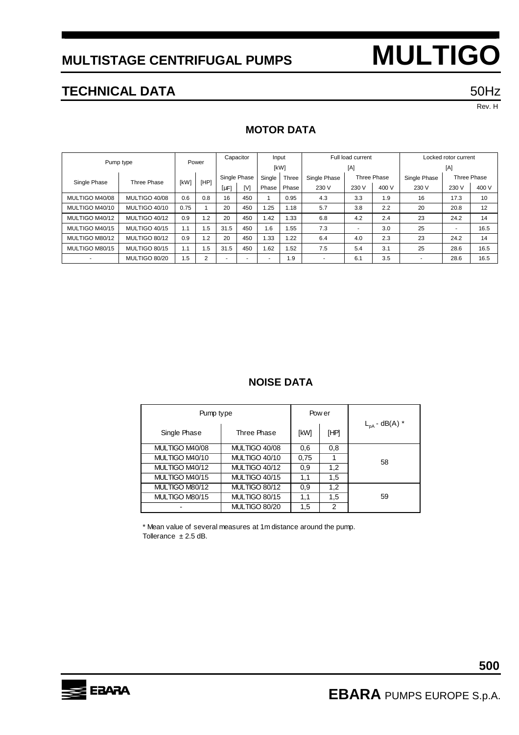# MULTISTAGE CENTRIFUGAL PUMPS — MULTIGO

## TECHNICAL DATA

50Hz

Rev. H

### MOTOR DATA

| Pump type | | Power | | Capacitor | | Input [kW] | | Full load current [A] | | | Locked rotor current [A] | | |
|---|---|---|---|---|---|---|---|---|---|---|---|---|---|
| Single Phase | Three Phase | [kW] | [HP] | Single Phase | | Single Phase | Three Phase | Single Phase | Three Phase | | Single Phase | Three Phase | |
| | | | | [μF] | [V] | | | 230 V | 230 V | 400 V | 230 V | 230 V | 400 V |
| MULTIGO M40/08 | MULTIGO 40/08 | 0.6 | 0.8 | 16 | 450 | 1 | 0.95 | 4.3 | 3.3 | 1.9 | 16 | 17.3 | 10 |
| MULTIGO M40/10 | MULTIGO 40/10 | 0.75 | 1 | 20 | 450 | 1.25 | 1.18 | 5.7 | 3.8 | 2.2 | 20 | 20.8 | 12 |
| MULTIGO M40/12 | MULTIGO 40/12 | 0.9 | 1.2 | 20 | 450 | 1.42 | 1.33 | 6.8 | 4.2 | 2.4 | 23 | 24.2 | 14 |
| MULTIGO M40/15 | MULTIGO 40/15 | 1.1 | 1.5 | 31.5 | 450 | 1.6 | 1.55 | 7.3 | - | 3.0 | 25 | - | 16.5 |
| MULTIGO M80/12 | MULTIGO 80/12 | 0.9 | 1.2 | 20 | 450 | 1.33 | 1.22 | 6.4 | 4.0 | 2.3 | 23 | 24.2 | 14 |
| MULTIGO M80/15 | MULTIGO 80/15 | 1.1 | 1.5 | 31.5 | 450 | 1.62 | 1.52 | 7.5 | 5.4 | 3.1 | 25 | 28.6 | 16.5 |
| - | MULTIGO 80/20 | 1.5 | 2 | - | - | - | 1.9 | - | 6.1 | 3.5 | - | 28.6 | 16.5 |

### NOISE DATA

| Pump type | | Power | | $L_{pA}$ - dB(A) * |
|---|---|---|---|---|
| Single Phase | Three Phase | [kW] | [HP] | |
| MULTIGO M40/08 | MULTIGO 40/08 | 0,6 | 0,8 | 58 |
| MULTIGO M40/10 | MULTIGO 40/10 | 0,75 | 1 | |
| MULTIGO M40/12 | MULTIGO 40/12 | 0,9 | 1,2 | |
| MULTIGO M40/15 | MULTIGO 40/15 | 1,1 | 1,5 | |
| MULTIGO M80/12 | MULTIGO 80/12 | 0,9 | 1,2 | 59 |
| MULTIGO M80/15 | MULTIGO 80/15 | 1,1 | 1,5 | |
| - | MULTIGO 80/20 | 1,5 | 2 | |

\* Mean value of several measures at 1m distance around the pump.
Tollerance ± 2.5 dB.

**EBARA** PUMPS EUROPE S.p.A.